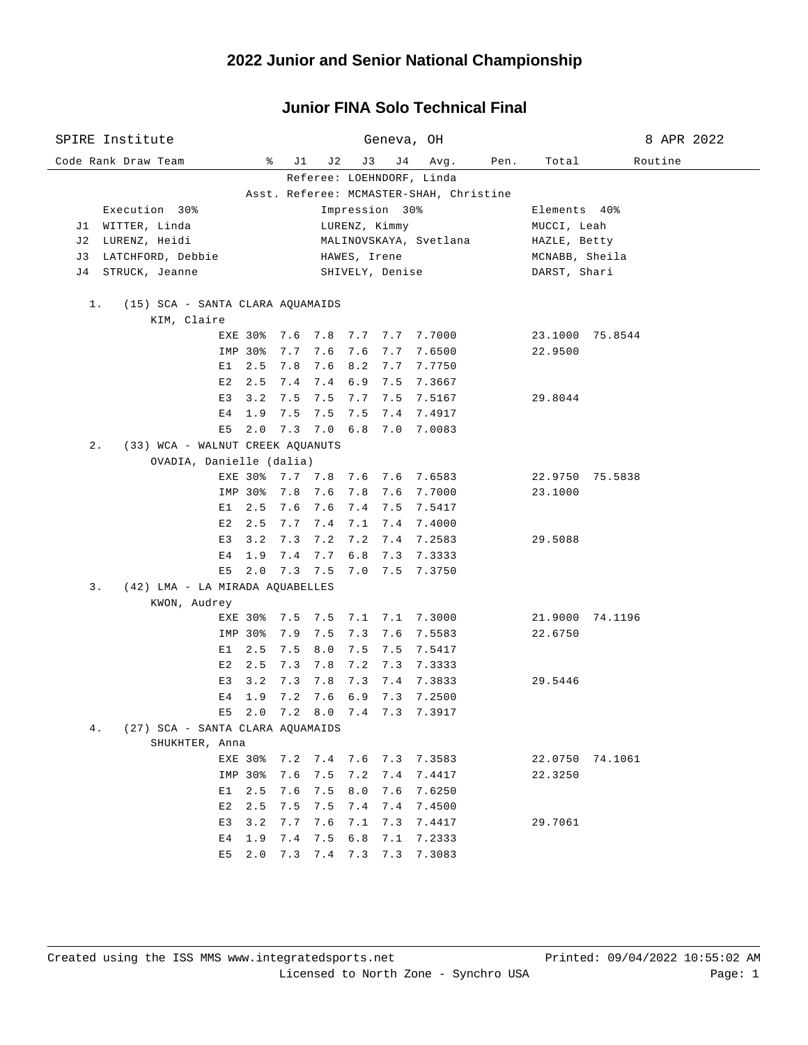# 2022 Junior and Senior National Championship

## Junior FINA Solo Technical Final

SPIRE Institute — Geneva, OH — 8 APR 2022

Referee: LOEHNDORF, Linda
Asst. Referee: MCMASTER-SHAH, Christine

| | Execution 30% | Impression 30% | Elements 40% |
|---|---|---|---|
| J1 | WITTER, Linda | LURENZ, Kimmy | MUCCI, Leah |
| J2 | LURENZ, Heidi | MALINOVSKAYA, Svetlana | HAZLE, Betty |
| J3 | LATCHFORD, Debbie | HAWES, Irene | MCNABB, Sheila |
| J4 | STRUCK, Jeanne | SHIVELY, Denise | DARST, Shari |

| Code | Rank | Draw | Team | % | J1 | J2 | J3 | J4 | Avg. | Pen. | Total | Routine |
|---|---|---|---|---|---|---|---|---|---|---|---|---|
| | 1. | (15) | SCA - SANTA CLARA AQUAMAIDS | | | | | | | | | |
| | | | KIM, Claire | | | | | | | | | |
| | | | | EXE 30% | 7.6 | 7.8 | 7.7 | 7.7 | 7.7000 | | 23.1000 | 75.8544 |
| | | | | IMP 30% | 7.7 | 7.6 | 7.6 | 7.7 | 7.6500 | | 22.9500 | |
| | | | | E1 2.5 | 7.8 | 7.6 | 8.2 | 7.7 | 7.7750 | | | |
| | | | | E2 2.5 | 7.4 | 7.4 | 6.9 | 7.5 | 7.3667 | | | |
| | | | | E3 3.2 | 7.5 | 7.5 | 7.7 | 7.5 | 7.5167 | | 29.8044 | |
| | | | | E4 1.9 | 7.5 | 7.5 | 7.5 | 7.4 | 7.4917 | | | |
| | | | | E5 2.0 | 7.3 | 7.0 | 6.8 | 7.0 | 7.0083 | | | |
| | 2. | (33) | WCA - WALNUT CREEK AQUANUTS | | | | | | | | | |
| | | | OVADIA, Danielle (dalia) | | | | | | | | | |
| | | | | EXE 30% | 7.7 | 7.8 | 7.6 | 7.6 | 7.6583 | | 22.9750 | 75.5838 |
| | | | | IMP 30% | 7.8 | 7.6 | 7.8 | 7.6 | 7.7000 | | 23.1000 | |
| | | | | E1 2.5 | 7.6 | 7.6 | 7.4 | 7.5 | 7.5417 | | | |
| | | | | E2 2.5 | 7.7 | 7.4 | 7.1 | 7.4 | 7.4000 | | | |
| | | | | E3 3.2 | 7.3 | 7.2 | 7.2 | 7.4 | 7.2583 | | 29.5088 | |
| | | | | E4 1.9 | 7.4 | 7.7 | 6.8 | 7.3 | 7.3333 | | | |
| | | | | E5 2.0 | 7.3 | 7.5 | 7.0 | 7.5 | 7.3750 | | | |
| | 3. | (42) | LMA - LA MIRADA AQUABELLES | | | | | | | | | |
| | | | KWON, Audrey | | | | | | | | | |
| | | | | EXE 30% | 7.5 | 7.5 | 7.1 | 7.1 | 7.3000 | | 21.9000 | 74.1196 |
| | | | | IMP 30% | 7.9 | 7.5 | 7.3 | 7.6 | 7.5583 | | 22.6750 | |
| | | | | E1 2.5 | 7.5 | 8.0 | 7.5 | 7.5 | 7.5417 | | | |
| | | | | E2 2.5 | 7.3 | 7.8 | 7.2 | 7.3 | 7.3333 | | | |
| | | | | E3 3.2 | 7.3 | 7.8 | 7.3 | 7.4 | 7.3833 | | 29.5446 | |
| | | | | E4 1.9 | 7.2 | 7.6 | 6.9 | 7.3 | 7.2500 | | | |
| | | | | E5 2.0 | 7.2 | 8.0 | 7.4 | 7.3 | 7.3917 | | | |
| | 4. | (27) | SCA - SANTA CLARA AQUAMAIDS | | | | | | | | | |
| | | | SHUKHTER, Anna | | | | | | | | | |
| | | | | EXE 30% | 7.2 | 7.4 | 7.6 | 7.3 | 7.3583 | | 22.0750 | 74.1061 |
| | | | | IMP 30% | 7.6 | 7.5 | 7.2 | 7.4 | 7.4417 | | 22.3250 | |
| | | | | E1 2.5 | 7.6 | 7.5 | 8.0 | 7.6 | 7.6250 | | | |
| | | | | E2 2.5 | 7.5 | 7.5 | 7.4 | 7.4 | 7.4500 | | | |
| | | | | E3 3.2 | 7.7 | 7.6 | 7.1 | 7.3 | 7.4417 | | 29.7061 | |
| | | | | E4 1.9 | 7.4 | 7.5 | 6.8 | 7.1 | 7.2333 | | | |
| | | | | E5 2.0 | 7.3 | 7.4 | 7.3 | 7.3 | 7.3083 | | | |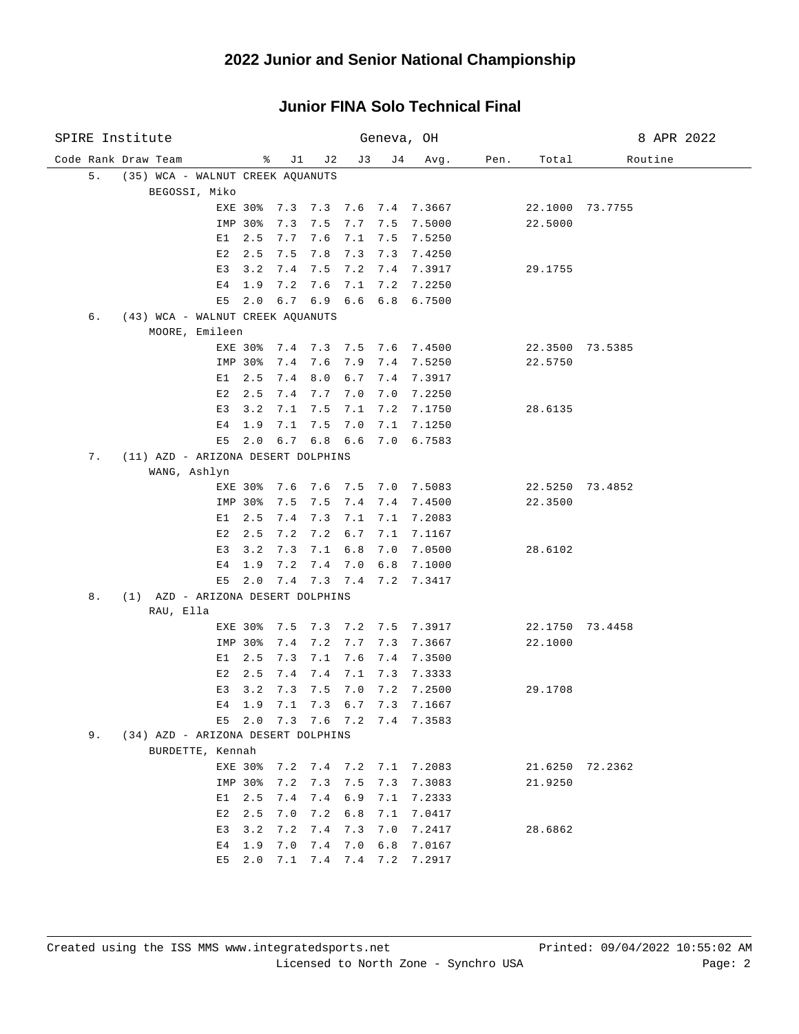# 2022 Junior and Senior National Championship

## Junior FINA Solo Technical Final

SPIRE Institute — Geneva, OH — 8 APR 2022

| Code | Rank | Draw | Team | % | J1 | J2 | J3 | J4 | Avg. | Pen. | Total | Routine |
|---|---|---|---|---|---|---|---|---|---|---|---|---|
| | 5. | (35) | WCA - WALNUT CREEK AQUANUTS | | | | | | | | | |
| | | | BEGOSSI, Miko | | | | | | | | | |
| | | | | EXE 30% | 7.3 | 7.3 | 7.6 | 7.4 | 7.3667 | | 22.1000 | 73.7755 |
| | | | | IMP 30% | 7.3 | 7.5 | 7.7 | 7.5 | 7.5000 | | 22.5000 | |
| | | | | E1 2.5 | 7.7 | 7.6 | 7.1 | 7.5 | 7.5250 | | | |
| | | | | E2 2.5 | 7.5 | 7.8 | 7.3 | 7.3 | 7.4250 | | | |
| | | | | E3 3.2 | 7.4 | 7.5 | 7.2 | 7.4 | 7.3917 | | 29.1755 | |
| | | | | E4 1.9 | 7.2 | 7.6 | 7.1 | 7.2 | 7.2250 | | | |
| | | | | E5 2.0 | 6.7 | 6.9 | 6.6 | 6.8 | 6.7500 | | | |
| | 6. | (43) | WCA - WALNUT CREEK AQUANUTS | | | | | | | | | |
| | | | MOORE, Emileen | | | | | | | | | |
| | | | | EXE 30% | 7.4 | 7.3 | 7.5 | 7.6 | 7.4500 | | 22.3500 | 73.5385 |
| | | | | IMP 30% | 7.4 | 7.6 | 7.9 | 7.4 | 7.5250 | | 22.5750 | |
| | | | | E1 2.5 | 7.4 | 8.0 | 6.7 | 7.4 | 7.3917 | | | |
| | | | | E2 2.5 | 7.4 | 7.7 | 7.0 | 7.0 | 7.2250 | | | |
| | | | | E3 3.2 | 7.1 | 7.5 | 7.1 | 7.2 | 7.1750 | | 28.6135 | |
| | | | | E4 1.9 | 7.1 | 7.5 | 7.0 | 7.1 | 7.1250 | | | |
| | | | | E5 2.0 | 6.7 | 6.8 | 6.6 | 7.0 | 6.7583 | | | |
| | 7. | (11) | AZD - ARIZONA DESERT DOLPHINS | | | | | | | | | |
| | | | WANG, Ashlyn | | | | | | | | | |
| | | | | EXE 30% | 7.6 | 7.6 | 7.5 | 7.0 | 7.5083 | | 22.5250 | 73.4852 |
| | | | | IMP 30% | 7.5 | 7.5 | 7.4 | 7.4 | 7.4500 | | 22.3500 | |
| | | | | E1 2.5 | 7.4 | 7.3 | 7.1 | 7.1 | 7.2083 | | | |
| | | | | E2 2.5 | 7.2 | 7.2 | 6.7 | 7.1 | 7.1167 | | | |
| | | | | E3 3.2 | 7.3 | 7.1 | 6.8 | 7.0 | 7.0500 | | 28.6102 | |
| | | | | E4 1.9 | 7.2 | 7.4 | 7.0 | 6.8 | 7.1000 | | | |
| | | | | E5 2.0 | 7.4 | 7.3 | 7.4 | 7.2 | 7.3417 | | | |
| | 8. | (1) | AZD - ARIZONA DESERT DOLPHINS | | | | | | | | | |
| | | | RAU, Ella | | | | | | | | | |
| | | | | EXE 30% | 7.5 | 7.3 | 7.2 | 7.5 | 7.3917 | | 22.1750 | 73.4458 |
| | | | | IMP 30% | 7.4 | 7.2 | 7.7 | 7.3 | 7.3667 | | 22.1000 | |
| | | | | E1 2.5 | 7.3 | 7.1 | 7.6 | 7.4 | 7.3500 | | | |
| | | | | E2 2.5 | 7.4 | 7.4 | 7.1 | 7.3 | 7.3333 | | | |
| | | | | E3 3.2 | 7.3 | 7.5 | 7.0 | 7.2 | 7.2500 | | 29.1708 | |
| | | | | E4 1.9 | 7.1 | 7.3 | 6.7 | 7.3 | 7.1667 | | | |
| | | | | E5 2.0 | 7.3 | 7.6 | 7.2 | 7.4 | 7.3583 | | | |
| | 9. | (34) | AZD - ARIZONA DESERT DOLPHINS | | | | | | | | | |
| | | | BURDETTE, Kennah | | | | | | | | | |
| | | | | EXE 30% | 7.2 | 7.4 | 7.2 | 7.1 | 7.2083 | | 21.6250 | 72.2362 |
| | | | | IMP 30% | 7.2 | 7.3 | 7.5 | 7.3 | 7.3083 | | 21.9250 | |
| | | | | E1 2.5 | 7.4 | 7.4 | 6.9 | 7.1 | 7.2333 | | | |
| | | | | E2 2.5 | 7.0 | 7.2 | 6.8 | 7.1 | 7.0417 | | | |
| | | | | E3 3.2 | 7.2 | 7.4 | 7.3 | 7.0 | 7.2417 | | 28.6862 | |
| | | | | E4 1.9 | 7.0 | 7.4 | 7.0 | 6.8 | 7.0167 | | | |
| | | | | E5 2.0 | 7.1 | 7.4 | 7.4 | 7.2 | 7.2917 | | | |

Created using the ISS MMS www.integratedsports.net — Printed: 09/04/2022 10:55:02 AM

Licensed to North Zone - Synchro USA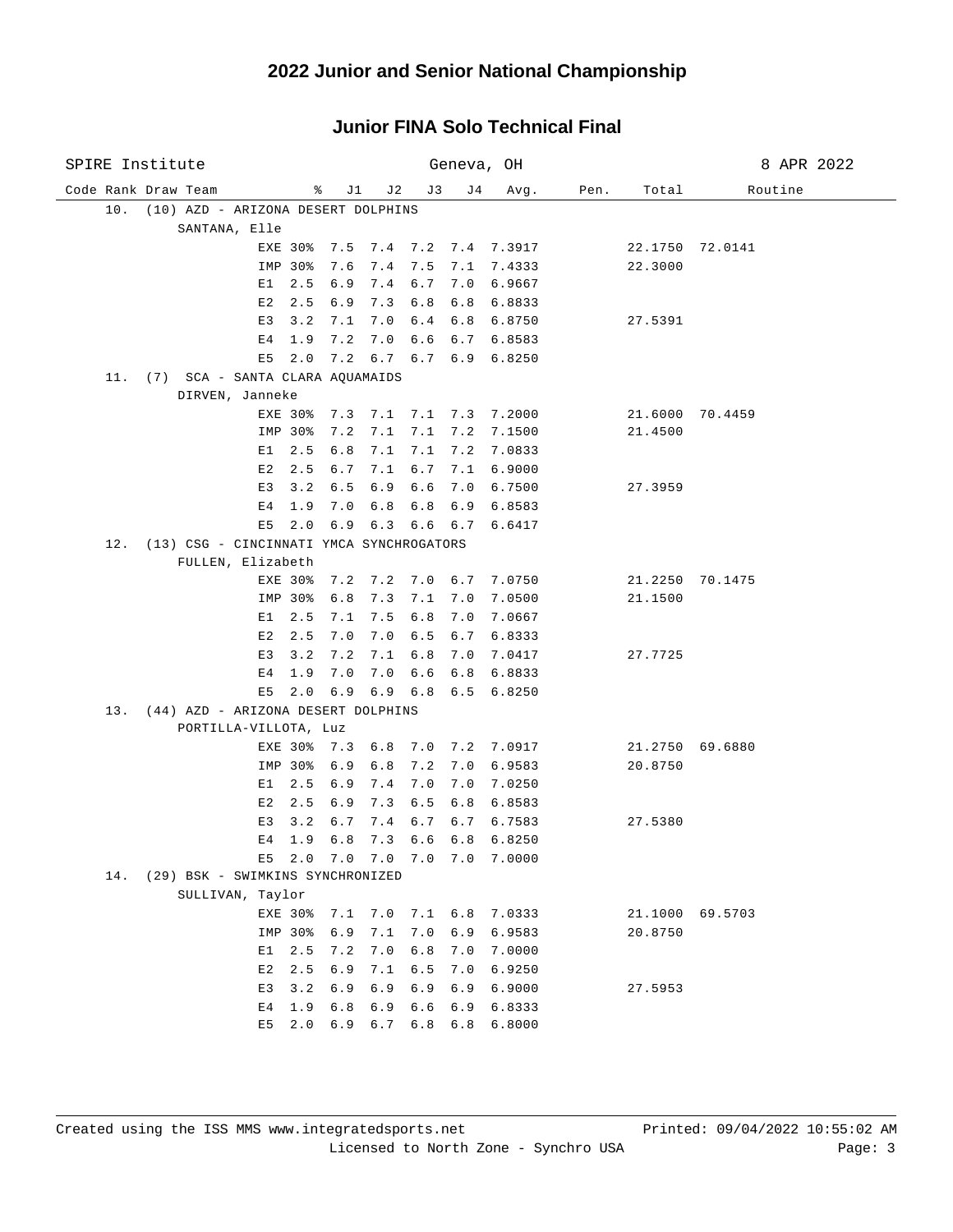# 2022 Junior and Senior National Championship

## Junior FINA Solo Technical Final

SPIRE Institute — Geneva, OH — 8 APR 2022

| Code Rank | Draw Team | % | J1 | J2 | J3 | J4 | Avg. | Pen. | Total | Routine |
|---|---|---|---|---|---|---|---|---|---|---|
| 10. | (10) AZD - ARIZONA DESERT DOLPHINS | | | | | | | | | |
| | SANTANA, Elle | | | | | | | | | |
| | | EXE 30% | 7.5 | 7.4 | 7.2 | 7.4 | 7.3917 | | 22.1750 | 72.0141 |
| | | IMP 30% | 7.6 | 7.4 | 7.5 | 7.1 | 7.4333 | | 22.3000 | |
| | | E1 2.5 | 6.9 | 7.4 | 6.7 | 7.0 | 6.9667 | | | |
| | | E2 2.5 | 6.9 | 7.3 | 6.8 | 6.8 | 6.8833 | | | |
| | | E3 3.2 | 7.1 | 7.0 | 6.4 | 6.8 | 6.8750 | | 27.5391 | |
| | | E4 1.9 | 7.2 | 7.0 | 6.6 | 6.7 | 6.8583 | | | |
| | | E5 2.0 | 7.2 | 6.7 | 6.7 | 6.9 | 6.8250 | | | |
| 11. | (7) SCA - SANTA CLARA AQUAMAIDS | | | | | | | | | |
| | DIRVEN, Janneke | | | | | | | | | |
| | | EXE 30% | 7.3 | 7.1 | 7.1 | 7.3 | 7.2000 | | 21.6000 | 70.4459 |
| | | IMP 30% | 7.2 | 7.1 | 7.1 | 7.2 | 7.1500 | | 21.4500 | |
| | | E1 2.5 | 6.8 | 7.1 | 7.1 | 7.2 | 7.0833 | | | |
| | | E2 2.5 | 6.7 | 7.1 | 6.7 | 7.1 | 6.9000 | | | |
| | | E3 3.2 | 6.5 | 6.9 | 6.6 | 7.0 | 6.7500 | | 27.3959 | |
| | | E4 1.9 | 7.0 | 6.8 | 6.8 | 6.9 | 6.8583 | | | |
| | | E5 2.0 | 6.9 | 6.3 | 6.6 | 6.7 | 6.6417 | | | |
| 12. | (13) CSG - CINCINNATI YMCA SYNCHROGATORS | | | | | | | | | |
| | FULLEN, Elizabeth | | | | | | | | | |
| | | EXE 30% | 7.2 | 7.2 | 7.0 | 6.7 | 7.0750 | | 21.2250 | 70.1475 |
| | | IMP 30% | 6.8 | 7.3 | 7.1 | 7.0 | 7.0500 | | 21.1500 | |
| | | E1 2.5 | 7.1 | 7.5 | 6.8 | 7.0 | 7.0667 | | | |
| | | E2 2.5 | 7.0 | 7.0 | 6.5 | 6.7 | 6.8333 | | | |
| | | E3 3.2 | 7.2 | 7.1 | 6.8 | 7.0 | 7.0417 | | 27.7725 | |
| | | E4 1.9 | 7.0 | 7.0 | 6.6 | 6.8 | 6.8833 | | | |
| | | E5 2.0 | 6.9 | 6.9 | 6.8 | 6.5 | 6.8250 | | | |
| 13. | (44) AZD - ARIZONA DESERT DOLPHINS | | | | | | | | | |
| | PORTILLA-VILLOTA, Luz | | | | | | | | | |
| | | EXE 30% | 7.3 | 6.8 | 7.0 | 7.2 | 7.0917 | | 21.2750 | 69.6880 |
| | | IMP 30% | 6.9 | 6.8 | 7.2 | 7.0 | 6.9583 | | 20.8750 | |
| | | E1 2.5 | 6.9 | 7.4 | 7.0 | 7.0 | 7.0250 | | | |
| | | E2 2.5 | 6.9 | 7.3 | 6.5 | 6.8 | 6.8583 | | | |
| | | E3 3.2 | 6.7 | 7.4 | 6.7 | 6.7 | 6.7583 | | 27.5380 | |
| | | E4 1.9 | 6.8 | 7.3 | 6.6 | 6.8 | 6.8250 | | | |
| | | E5 2.0 | 7.0 | 7.0 | 7.0 | 7.0 | 7.0000 | | | |
| 14. | (29) BSK - SWIMKINS SYNCHRONIZED | | | | | | | | | |
| | SULLIVAN, Taylor | | | | | | | | | |
| | | EXE 30% | 7.1 | 7.0 | 7.1 | 6.8 | 7.0333 | | 21.1000 | 69.5703 |
| | | IMP 30% | 6.9 | 7.1 | 7.0 | 6.9 | 6.9583 | | 20.8750 | |
| | | E1 2.5 | 7.2 | 7.0 | 6.8 | 7.0 | 7.0000 | | | |
| | | E2 2.5 | 6.9 | 7.1 | 6.5 | 7.0 | 6.9250 | | | |
| | | E3 3.2 | 6.9 | 6.9 | 6.9 | 6.9 | 6.9000 | | 27.5953 | |
| | | E4 1.9 | 6.8 | 6.9 | 6.6 | 6.9 | 6.8333 | | | |
| | | E5 2.0 | 6.9 | 6.7 | 6.8 | 6.8 | 6.8000 | | | |

Created using the ISS MMS www.integratedsports.net — Printed: 09/04/2022 10:55:02 AM
Licensed to North Zone - Synchro USA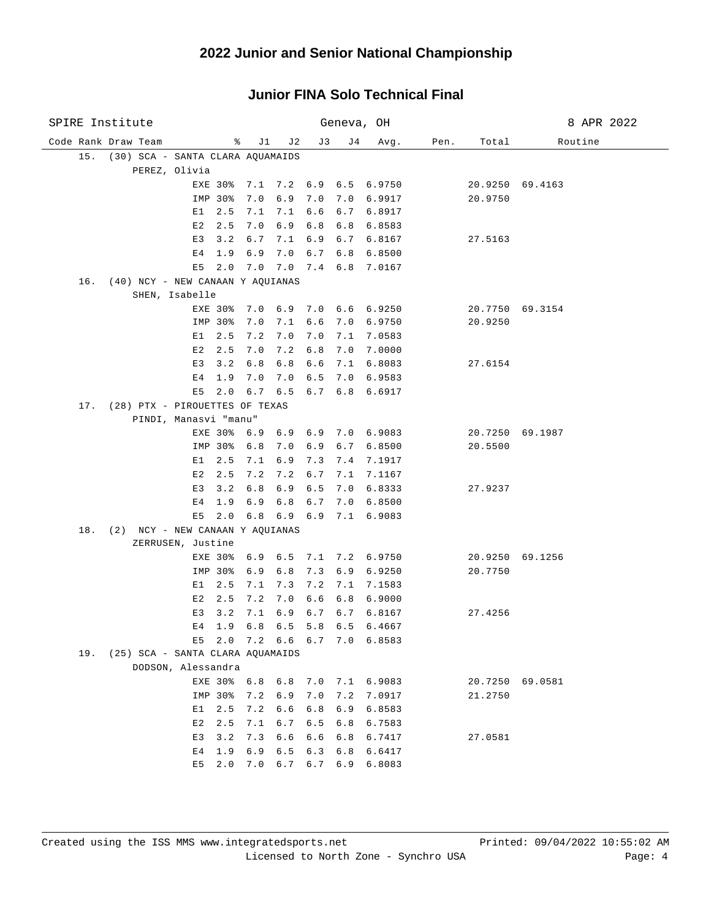# 2022 Junior and Senior National Championship

## Junior FINA Solo Technical Final

SPIRE Institute — Geneva, OH — 8 APR 2022

| Code Rank | Draw Team | % | J1 | J2 | J3 | J4 | Avg. | Pen. | Total | Routine |
|---|---|---|---|---|---|---|---|---|---|---|
| 15. | (30) SCA - SANTA CLARA AQUAMAIDS | | | | | | | | | |
| | PEREZ, Olivia | | | | | | | | | |
| | | EXE 30% | 7.1 | 7.2 | 6.9 | 6.5 | 6.9750 | | 20.9250 | 69.4163 |
| | | IMP 30% | 7.0 | 6.9 | 7.0 | 7.0 | 6.9917 | | 20.9750 | |
| | | E1 2.5 | 7.1 | 7.1 | 6.6 | 6.7 | 6.8917 | | | |
| | | E2 2.5 | 7.0 | 6.9 | 6.8 | 6.8 | 6.8583 | | | |
| | | E3 3.2 | 6.7 | 7.1 | 6.9 | 6.7 | 6.8167 | | 27.5163 | |
| | | E4 1.9 | 6.9 | 7.0 | 6.7 | 6.8 | 6.8500 | | | |
| | | E5 2.0 | 7.0 | 7.0 | 7.4 | 6.8 | 7.0167 | | | |
| 16. | (40) NCY - NEW CANAAN Y AQUIANAS | | | | | | | | | |
| | SHEN, Isabelle | | | | | | | | | |
| | | EXE 30% | 7.0 | 6.9 | 7.0 | 6.6 | 6.9250 | | 20.7750 | 69.3154 |
| | | IMP 30% | 7.0 | 7.1 | 6.6 | 7.0 | 6.9750 | | 20.9250 | |
| | | E1 2.5 | 7.2 | 7.0 | 7.0 | 7.1 | 7.0583 | | | |
| | | E2 2.5 | 7.0 | 7.2 | 6.8 | 7.0 | 7.0000 | | | |
| | | E3 3.2 | 6.8 | 6.8 | 6.6 | 7.1 | 6.8083 | | 27.6154 | |
| | | E4 1.9 | 7.0 | 7.0 | 6.5 | 7.0 | 6.9583 | | | |
| | | E5 2.0 | 6.7 | 6.5 | 6.7 | 6.8 | 6.6917 | | | |
| 17. | (28) PTX - PIROUETTES OF TEXAS | | | | | | | | | |
| | PINDI, Manasvi "manu" | | | | | | | | | |
| | | EXE 30% | 6.9 | 6.9 | 6.9 | 7.0 | 6.9083 | | 20.7250 | 69.1987 |
| | | IMP 30% | 6.8 | 7.0 | 6.9 | 6.7 | 6.8500 | | 20.5500 | |
| | | E1 2.5 | 7.1 | 6.9 | 7.3 | 7.4 | 7.1917 | | | |
| | | E2 2.5 | 7.2 | 7.2 | 6.7 | 7.1 | 7.1167 | | | |
| | | E3 3.2 | 6.8 | 6.9 | 6.5 | 7.0 | 6.8333 | | 27.9237 | |
| | | E4 1.9 | 6.9 | 6.8 | 6.7 | 7.0 | 6.8500 | | | |
| | | E5 2.0 | 6.8 | 6.9 | 6.9 | 7.1 | 6.9083 | | | |
| 18. | (2) NCY - NEW CANAAN Y AQUIANAS | | | | | | | | | |
| | ZERRUSEN, Justine | | | | | | | | | |
| | | EXE 30% | 6.9 | 6.5 | 7.1 | 7.2 | 6.9750 | | 20.9250 | 69.1256 |
| | | IMP 30% | 6.9 | 6.8 | 7.3 | 6.9 | 6.9250 | | 20.7750 | |
| | | E1 2.5 | 7.1 | 7.3 | 7.2 | 7.1 | 7.1583 | | | |
| | | E2 2.5 | 7.2 | 7.0 | 6.6 | 6.8 | 6.9000 | | | |
| | | E3 3.2 | 7.1 | 6.9 | 6.7 | 6.7 | 6.8167 | | 27.4256 | |
| | | E4 1.9 | 6.8 | 6.5 | 5.8 | 6.5 | 6.4667 | | | |
| | | E5 2.0 | 7.2 | 6.6 | 6.7 | 7.0 | 6.8583 | | | |
| 19. | (25) SCA - SANTA CLARA AQUAMAIDS | | | | | | | | | |
| | DODSON, Alessandra | | | | | | | | | |
| | | EXE 30% | 6.8 | 6.8 | 7.0 | 7.1 | 6.9083 | | 20.7250 | 69.0581 |
| | | IMP 30% | 7.2 | 6.9 | 7.0 | 7.2 | 7.0917 | | 21.2750 | |
| | | E1 2.5 | 7.2 | 6.6 | 6.8 | 6.9 | 6.8583 | | | |
| | | E2 2.5 | 7.1 | 6.7 | 6.5 | 6.8 | 6.7583 | | | |
| | | E3 3.2 | 7.3 | 6.6 | 6.6 | 6.8 | 6.7417 | | 27.0581 | |
| | | E4 1.9 | 6.9 | 6.5 | 6.3 | 6.8 | 6.6417 | | | |
| | | E5 2.0 | 7.0 | 6.7 | 6.7 | 6.9 | 6.8083 | | | |

Created using the ISS MMS www.integratedsports.net — Printed: 09/04/2022 10:55:02 AM
Licensed to North Zone - Synchro USA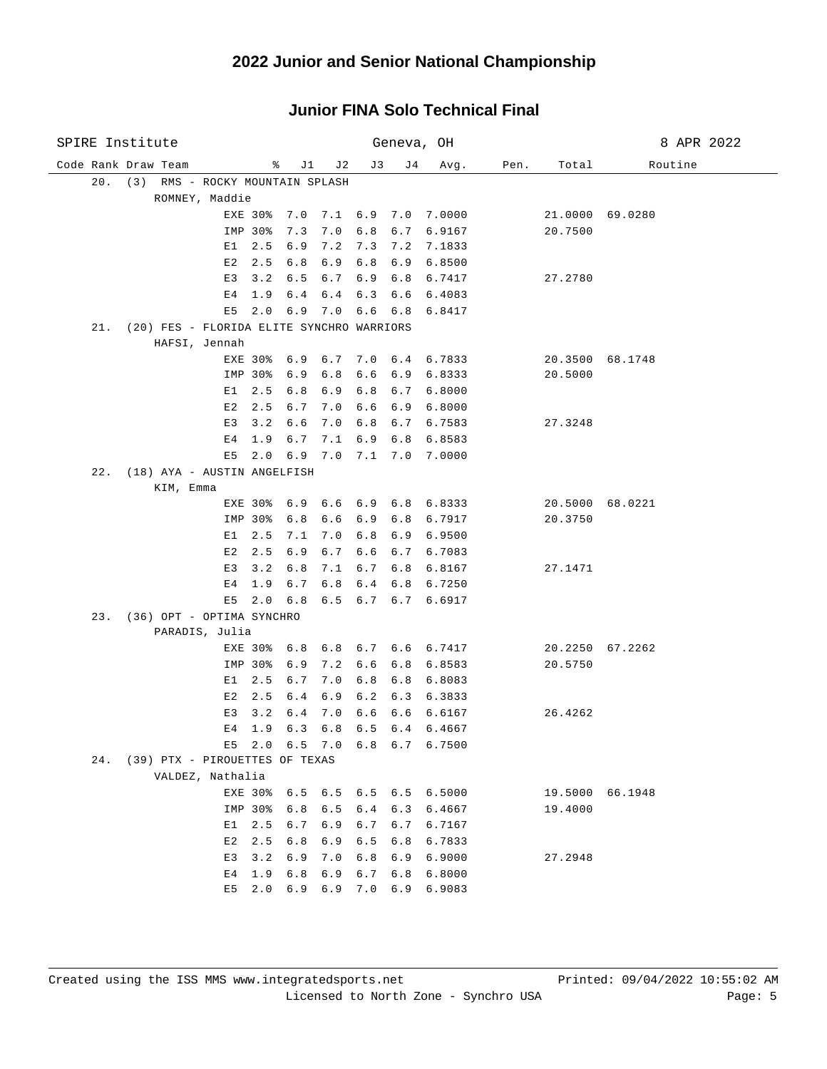# 2022 Junior and Senior National Championship

## Junior FINA Solo Technical Final

SPIRE Institute — Geneva, OH — 8 APR 2022

| Code Rank | Draw Team | % | J1 | J2 | J3 | J4 | Avg. | Pen. | Total | Routine |
|---|---|---|---|---|---|---|---|---|---|---|
| 20. | (3) RMS - ROCKY MOUNTAIN SPLASH | | | | | | | | | |
| | ROMNEY, Maddie | | | | | | | | | |
| | | EXE 30% | 7.0 | 7.1 | 6.9 | 7.0 | 7.0000 | | 21.0000 | 69.0280 |
| | | IMP 30% | 7.3 | 7.0 | 6.8 | 6.7 | 6.9167 | | 20.7500 | |
| | | E1 2.5 | 6.9 | 7.2 | 7.3 | 7.2 | 7.1833 | | | |
| | | E2 2.5 | 6.8 | 6.9 | 6.8 | 6.9 | 6.8500 | | | |
| | | E3 3.2 | 6.5 | 6.7 | 6.9 | 6.8 | 6.7417 | | 27.2780 | |
| | | E4 1.9 | 6.4 | 6.4 | 6.3 | 6.6 | 6.4083 | | | |
| | | E5 2.0 | 6.9 | 7.0 | 6.6 | 6.8 | 6.8417 | | | |
| 21. | (20) FES - FLORIDA ELITE SYNCHRO WARRIORS | | | | | | | | | |
| | HAFSI, Jennah | | | | | | | | | |
| | | EXE 30% | 6.9 | 6.7 | 7.0 | 6.4 | 6.7833 | | 20.3500 | 68.1748 |
| | | IMP 30% | 6.9 | 6.8 | 6.6 | 6.9 | 6.8333 | | 20.5000 | |
| | | E1 2.5 | 6.8 | 6.9 | 6.8 | 6.7 | 6.8000 | | | |
| | | E2 2.5 | 6.7 | 7.0 | 6.6 | 6.9 | 6.8000 | | | |
| | | E3 3.2 | 6.6 | 7.0 | 6.8 | 6.7 | 6.7583 | | 27.3248 | |
| | | E4 1.9 | 6.7 | 7.1 | 6.9 | 6.8 | 6.8583 | | | |
| | | E5 2.0 | 6.9 | 7.0 | 7.1 | 7.0 | 7.0000 | | | |
| 22. | (18) AYA - AUSTIN ANGELFISH | | | | | | | | | |
| | KIM, Emma | | | | | | | | | |
| | | EXE 30% | 6.9 | 6.6 | 6.9 | 6.8 | 6.8333 | | 20.5000 | 68.0221 |
| | | IMP 30% | 6.8 | 6.6 | 6.9 | 6.8 | 6.7917 | | 20.3750 | |
| | | E1 2.5 | 7.1 | 7.0 | 6.8 | 6.9 | 6.9500 | | | |
| | | E2 2.5 | 6.9 | 6.7 | 6.6 | 6.7 | 6.7083 | | | |
| | | E3 3.2 | 6.8 | 7.1 | 6.7 | 6.8 | 6.8167 | | 27.1471 | |
| | | E4 1.9 | 6.7 | 6.8 | 6.4 | 6.8 | 6.7250 | | | |
| | | E5 2.0 | 6.8 | 6.5 | 6.7 | 6.7 | 6.6917 | | | |
| 23. | (36) OPT - OPTIMA SYNCHRO | | | | | | | | | |
| | PARADIS, Julia | | | | | | | | | |
| | | EXE 30% | 6.8 | 6.8 | 6.7 | 6.6 | 6.7417 | | 20.2250 | 67.2262 |
| | | IMP 30% | 6.9 | 7.2 | 6.6 | 6.8 | 6.8583 | | 20.5750 | |
| | | E1 2.5 | 6.7 | 7.0 | 6.8 | 6.8 | 6.8083 | | | |
| | | E2 2.5 | 6.4 | 6.9 | 6.2 | 6.3 | 6.3833 | | | |
| | | E3 3.2 | 6.4 | 7.0 | 6.6 | 6.6 | 6.6167 | | 26.4262 | |
| | | E4 1.9 | 6.3 | 6.8 | 6.5 | 6.4 | 6.4667 | | | |
| | | E5 2.0 | 6.5 | 7.0 | 6.8 | 6.7 | 6.7500 | | | |
| 24. | (39) PTX - PIROUETTES OF TEXAS | | | | | | | | | |
| | VALDEZ, Nathalia | | | | | | | | | |
| | | EXE 30% | 6.5 | 6.5 | 6.5 | 6.5 | 6.5000 | | 19.5000 | 66.1948 |
| | | IMP 30% | 6.8 | 6.5 | 6.4 | 6.3 | 6.4667 | | 19.4000 | |
| | | E1 2.5 | 6.7 | 6.9 | 6.7 | 6.7 | 6.7167 | | | |
| | | E2 2.5 | 6.8 | 6.9 | 6.5 | 6.8 | 6.7833 | | | |
| | | E3 3.2 | 6.9 | 7.0 | 6.8 | 6.9 | 6.9000 | | 27.2948 | |
| | | E4 1.9 | 6.8 | 6.9 | 6.7 | 6.8 | 6.8000 | | | |
| | | E5 2.0 | 6.9 | 6.9 | 7.0 | 6.9 | 6.9083 | | | |

Created using the ISS MMS www.integratedsports.net — Printed: 09/04/2022 10:55:02 AM

Licensed to North Zone - Synchro USA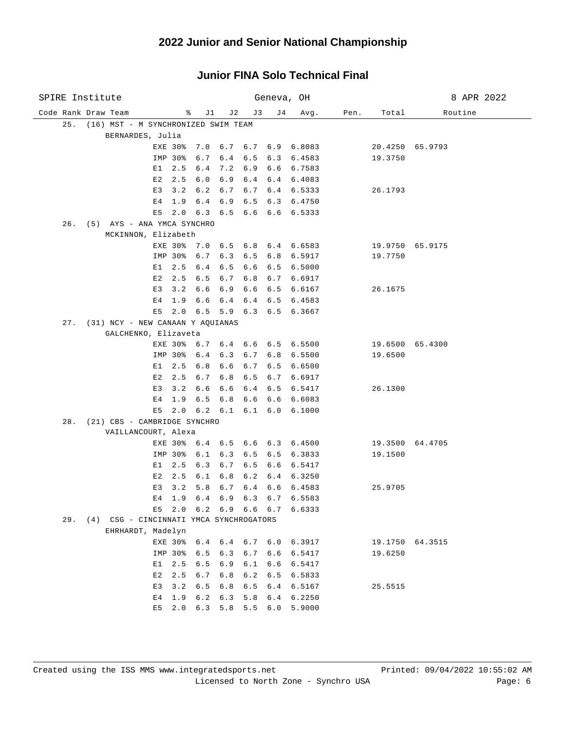# 2022 Junior and Senior National Championship

## Junior FINA Solo Technical Final

SPIRE Institute — Geneva, OH — 8 APR 2022

| Code | Rank | Draw | Team | % | J1 | J2 | J3 | J4 | Avg. | Pen. | Total | Routine |
|---|---|---|---|---|---|---|---|---|---|---|---|---|
| | 25. | (16) | MST - M SYNCHRONIZED SWIM TEAM | | | | | | | | | |
| | | | BERNARDES, Julia | | | | | | | | | |
| | | | EXE | 30% | 7.0 | 6.7 | 6.7 | 6.9 | 6.8083 | | 20.4250 | 65.9793 |
| | | | IMP | 30% | 6.7 | 6.4 | 6.5 | 6.3 | 6.4583 | | 19.3750 | |
| | | | E1 | 2.5 | 6.4 | 7.2 | 6.9 | 6.6 | 6.7583 | | | |
| | | | E2 | 2.5 | 6.0 | 6.9 | 6.4 | 6.4 | 6.4083 | | | |
| | | | E3 | 3.2 | 6.2 | 6.7 | 6.7 | 6.4 | 6.5333 | | 26.1793 | |
| | | | E4 | 1.9 | 6.4 | 6.9 | 6.5 | 6.3 | 6.4750 | | | |
| | | | E5 | 2.0 | 6.3 | 6.5 | 6.6 | 6.6 | 6.5333 | | | |
| | 26. | (5) | AYS - ANA YMCA SYNCHRO | | | | | | | | | |
| | | | MCKINNON, Elizabeth | | | | | | | | | |
| | | | EXE | 30% | 7.0 | 6.5 | 6.8 | 6.4 | 6.6583 | | 19.9750 | 65.9175 |
| | | | IMP | 30% | 6.7 | 6.3 | 6.5 | 6.8 | 6.5917 | | 19.7750 | |
| | | | E1 | 2.5 | 6.4 | 6.5 | 6.6 | 6.5 | 6.5000 | | | |
| | | | E2 | 2.5 | 6.5 | 6.7 | 6.8 | 6.7 | 6.6917 | | | |
| | | | E3 | 3.2 | 6.6 | 6.9 | 6.6 | 6.5 | 6.6167 | | 26.1675 | |
| | | | E4 | 1.9 | 6.6 | 6.4 | 6.4 | 6.5 | 6.4583 | | | |
| | | | E5 | 2.0 | 6.5 | 5.9 | 6.3 | 6.5 | 6.3667 | | | |
| | 27. | (31) | NCY - NEW CANAAN Y AQUIANAS | | | | | | | | | |
| | | | GALCHENKO, Elizaveta | | | | | | | | | |
| | | | EXE | 30% | 6.7 | 6.4 | 6.6 | 6.5 | 6.5500 | | 19.6500 | 65.4300 |
| | | | IMP | 30% | 6.4 | 6.3 | 6.7 | 6.8 | 6.5500 | | 19.6500 | |
| | | | E1 | 2.5 | 6.8 | 6.6 | 6.7 | 6.5 | 6.6500 | | | |
| | | | E2 | 2.5 | 6.7 | 6.8 | 6.5 | 6.7 | 6.6917 | | | |
| | | | E3 | 3.2 | 6.6 | 6.6 | 6.4 | 6.5 | 6.5417 | | 26.1300 | |
| | | | E4 | 1.9 | 6.5 | 6.8 | 6.6 | 6.6 | 6.6083 | | | |
| | | | E5 | 2.0 | 6.2 | 6.1 | 6.1 | 6.0 | 6.1000 | | | |
| | 28. | (21) | CBS - CAMBRIDGE SYNCHRO | | | | | | | | | |
| | | | VAILLANCOURT, Alexa | | | | | | | | | |
| | | | EXE | 30% | 6.4 | 6.5 | 6.6 | 6.3 | 6.4500 | | 19.3500 | 64.4705 |
| | | | IMP | 30% | 6.1 | 6.3 | 6.5 | 6.5 | 6.3833 | | 19.1500 | |
| | | | E1 | 2.5 | 6.3 | 6.7 | 6.5 | 6.6 | 6.5417 | | | |
| | | | E2 | 2.5 | 6.1 | 6.8 | 6.2 | 6.4 | 6.3250 | | | |
| | | | E3 | 3.2 | 5.8 | 6.7 | 6.4 | 6.6 | 6.4583 | | 25.9705 | |
| | | | E4 | 1.9 | 6.4 | 6.9 | 6.3 | 6.7 | 6.5583 | | | |
| | | | E5 | 2.0 | 6.2 | 6.9 | 6.6 | 6.7 | 6.6333 | | | |
| | 29. | (4) | CSG - CINCINNATI YMCA SYNCHROGATORS | | | | | | | | | |
| | | | EHRHARDT, Madelyn | | | | | | | | | |
| | | | EXE | 30% | 6.4 | 6.4 | 6.7 | 6.0 | 6.3917 | | 19.1750 | 64.3515 |
| | | | IMP | 30% | 6.5 | 6.3 | 6.7 | 6.6 | 6.5417 | | 19.6250 | |
| | | | E1 | 2.5 | 6.5 | 6.9 | 6.1 | 6.6 | 6.5417 | | | |
| | | | E2 | 2.5 | 6.7 | 6.8 | 6.2 | 6.5 | 6.5833 | | | |
| | | | E3 | 3.2 | 6.5 | 6.8 | 6.5 | 6.4 | 6.5167 | | 25.5515 | |
| | | | E4 | 1.9 | 6.2 | 6.3 | 5.8 | 6.4 | 6.2250 | | | |
| | | | E5 | 2.0 | 6.3 | 5.8 | 5.5 | 6.0 | 5.9000 | | | |

Created using the ISS MMS www.integratedsports.net — Printed: 09/04/2022 10:55:02 AM
Licensed to North Zone - Synchro USA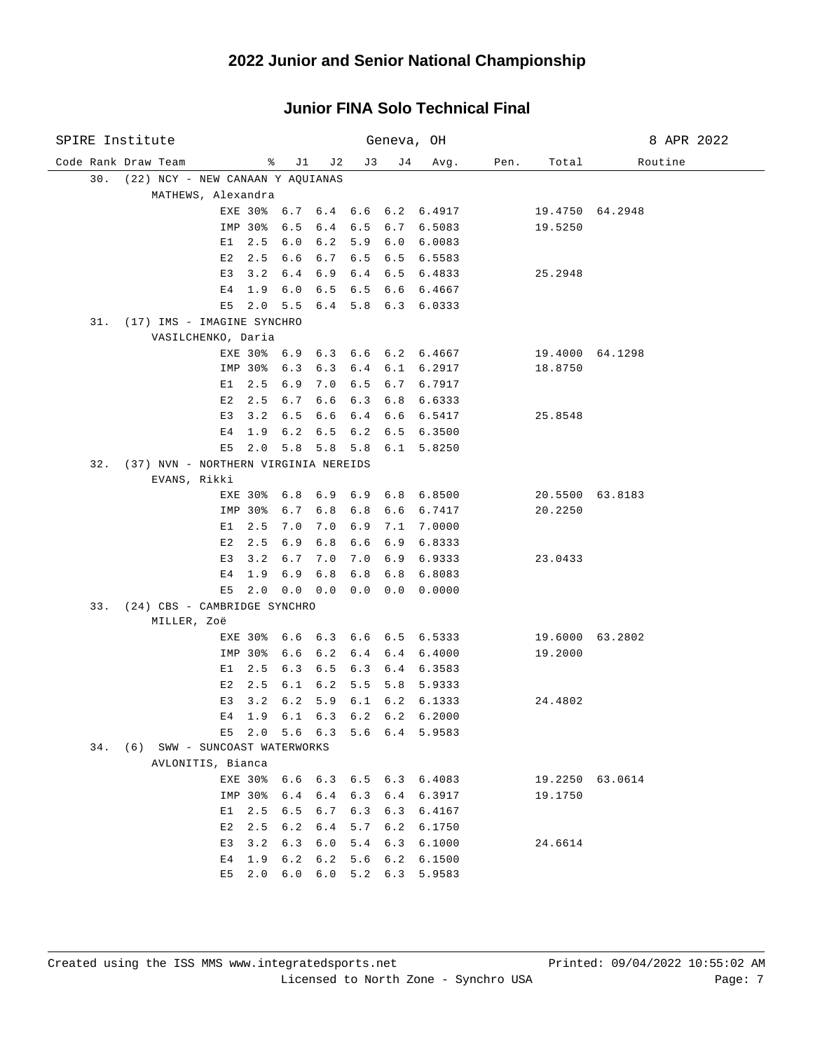# 2022 Junior and Senior National Championship

## Junior FINA Solo Technical Final

SPIRE Institute — Geneva, OH — 8 APR 2022

| Code Rank Draw Team | % | J1 | J2 | J3 | J4 | Avg. | Pen. | Total | Routine |
|---|---|---|---|---|---|---|---|---|---|
| 30. (22) NCY - NEW CANAAN Y AQUIANAS | | | | | | | | | |
| MATHEWS, Alexandra | | | | | | | | | |
| EXE | 30% | 6.7 | 6.4 | 6.6 | 6.2 | 6.4917 | | 19.4750 | 64.2948 |
| IMP | 30% | 6.5 | 6.4 | 6.5 | 6.7 | 6.5083 | | 19.5250 | |
| E1 | 2.5 | 6.0 | 6.2 | 5.9 | 6.0 | 6.0083 | | | |
| E2 | 2.5 | 6.6 | 6.7 | 6.5 | 6.5 | 6.5583 | | | |
| E3 | 3.2 | 6.4 | 6.9 | 6.4 | 6.5 | 6.4833 | | 25.2948 | |
| E4 | 1.9 | 6.0 | 6.5 | 6.5 | 6.6 | 6.4667 | | | |
| E5 | 2.0 | 5.5 | 6.4 | 5.8 | 6.3 | 6.0333 | | | |
| 31. (17) IMS - IMAGINE SYNCHRO | | | | | | | | | |
| VASILCHENKO, Daria | | | | | | | | | |
| EXE | 30% | 6.9 | 6.3 | 6.6 | 6.2 | 6.4667 | | 19.4000 | 64.1298 |
| IMP | 30% | 6.3 | 6.3 | 6.4 | 6.1 | 6.2917 | | 18.8750 | |
| E1 | 2.5 | 6.9 | 7.0 | 6.5 | 6.7 | 6.7917 | | | |
| E2 | 2.5 | 6.7 | 6.6 | 6.3 | 6.8 | 6.6333 | | | |
| E3 | 3.2 | 6.5 | 6.6 | 6.4 | 6.6 | 6.5417 | | 25.8548 | |
| E4 | 1.9 | 6.2 | 6.5 | 6.2 | 6.5 | 6.3500 | | | |
| E5 | 2.0 | 5.8 | 5.8 | 5.8 | 6.1 | 5.8250 | | | |
| 32. (37) NVN - NORTHERN VIRGINIA NEREIDS | | | | | | | | | |
| EVANS, Rikki | | | | | | | | | |
| EXE | 30% | 6.8 | 6.9 | 6.9 | 6.8 | 6.8500 | | 20.5500 | 63.8183 |
| IMP | 30% | 6.7 | 6.8 | 6.8 | 6.6 | 6.7417 | | 20.2250 | |
| E1 | 2.5 | 7.0 | 7.0 | 6.9 | 7.1 | 7.0000 | | | |
| E2 | 2.5 | 6.9 | 6.8 | 6.6 | 6.9 | 6.8333 | | | |
| E3 | 3.2 | 6.7 | 7.0 | 7.0 | 6.9 | 6.9333 | | 23.0433 | |
| E4 | 1.9 | 6.9 | 6.8 | 6.8 | 6.8 | 6.8083 | | | |
| E5 | 2.0 | 0.0 | 0.0 | 0.0 | 0.0 | 0.0000 | | | |
| 33. (24) CBS - CAMBRIDGE SYNCHRO | | | | | | | | | |
| MILLER, Zoë | | | | | | | | | |
| EXE | 30% | 6.6 | 6.3 | 6.6 | 6.5 | 6.5333 | | 19.6000 | 63.2802 |
| IMP | 30% | 6.6 | 6.2 | 6.4 | 6.4 | 6.4000 | | 19.2000 | |
| E1 | 2.5 | 6.3 | 6.5 | 6.3 | 6.4 | 6.3583 | | | |
| E2 | 2.5 | 6.1 | 6.2 | 5.5 | 5.8 | 5.9333 | | | |
| E3 | 3.2 | 6.2 | 5.9 | 6.1 | 6.2 | 6.1333 | | 24.4802 | |
| E4 | 1.9 | 6.1 | 6.3 | 6.2 | 6.2 | 6.2000 | | | |
| E5 | 2.0 | 5.6 | 6.3 | 5.6 | 6.4 | 5.9583 | | | |
| 34. (6) SWW - SUNCOAST WATERWORKS | | | | | | | | | |
| AVLONITIS, Bianca | | | | | | | | | |
| EXE | 30% | 6.6 | 6.3 | 6.5 | 6.3 | 6.4083 | | 19.2250 | 63.0614 |
| IMP | 30% | 6.4 | 6.4 | 6.3 | 6.4 | 6.3917 | | 19.1750 | |
| E1 | 2.5 | 6.5 | 6.7 | 6.3 | 6.3 | 6.4167 | | | |
| E2 | 2.5 | 6.2 | 6.4 | 5.7 | 6.2 | 6.1750 | | | |
| E3 | 3.2 | 6.3 | 6.0 | 5.4 | 6.3 | 6.1000 | | 24.6614 | |
| E4 | 1.9 | 6.2 | 6.2 | 5.6 | 6.2 | 6.1500 | | | |
| E5 | 2.0 | 6.0 | 6.0 | 5.2 | 6.3 | 5.9583 | | | |

Created using the ISS MMS www.integratedsports.net — Printed: 09/04/2022 10:55:02 AM

Licensed to North Zone - Synchro USA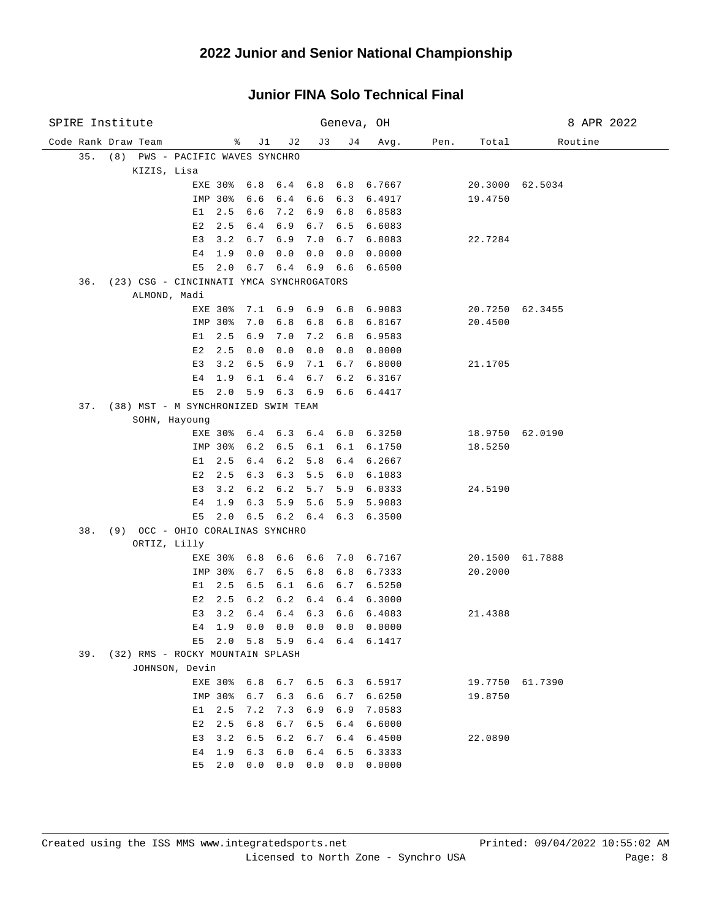# 2022 Junior and Senior National Championship

## Junior FINA Solo Technical Final

SPIRE Institute — Geneva, OH — 8 APR 2022

| Code | Rank | Draw | Team | % | J1 | J2 | J3 | J4 | Avg. | Pen. | Total | Routine |
|---|---|---|---|---|---|---|---|---|---|---|---|---|
| 35. | (8) | | PWS - PACIFIC WAVES SYNCHRO | | | | | | | | | |
| | | | KIZIS, Lisa | | | | | | | | | |
| | | | | EXE 30% | 6.8 | 6.4 | 6.8 | 6.8 | 6.7667 | | 20.3000 | 62.5034 |
| | | | | IMP 30% | 6.6 | 6.4 | 6.6 | 6.3 | 6.4917 | | 19.4750 | |
| | | | | E1 2.5 | 6.6 | 7.2 | 6.9 | 6.8 | 6.8583 | | | |
| | | | | E2 2.5 | 6.4 | 6.9 | 6.7 | 6.5 | 6.6083 | | | |
| | | | | E3 3.2 | 6.7 | 6.9 | 7.0 | 6.7 | 6.8083 | | 22.7284 | |
| | | | | E4 1.9 | 0.0 | 0.0 | 0.0 | 0.0 | 0.0000 | | | |
| | | | | E5 2.0 | 6.7 | 6.4 | 6.9 | 6.6 | 6.6500 | | | |
| 36. | (23) | | CSG - CINCINNATI YMCA SYNCHROGATORS | | | | | | | | | |
| | | | ALMOND, Madi | | | | | | | | | |
| | | | | EXE 30% | 7.1 | 6.9 | 6.9 | 6.8 | 6.9083 | | 20.7250 | 62.3455 |
| | | | | IMP 30% | 7.0 | 6.8 | 6.8 | 6.8 | 6.8167 | | 20.4500 | |
| | | | | E1 2.5 | 6.9 | 7.0 | 7.2 | 6.8 | 6.9583 | | | |
| | | | | E2 2.5 | 0.0 | 0.0 | 0.0 | 0.0 | 0.0000 | | | |
| | | | | E3 3.2 | 6.5 | 6.9 | 7.1 | 6.7 | 6.8000 | | 21.1705 | |
| | | | | E4 1.9 | 6.1 | 6.4 | 6.7 | 6.2 | 6.3167 | | | |
| | | | | E5 2.0 | 5.9 | 6.3 | 6.9 | 6.6 | 6.4417 | | | |
| 37. | (38) | | MST - M SYNCHRONIZED SWIM TEAM | | | | | | | | | |
| | | | SOHN, Hayoung | | | | | | | | | |
| | | | | EXE 30% | 6.4 | 6.3 | 6.4 | 6.0 | 6.3250 | | 18.9750 | 62.0190 |
| | | | | IMP 30% | 6.2 | 6.5 | 6.1 | 6.1 | 6.1750 | | 18.5250 | |
| | | | | E1 2.5 | 6.4 | 6.2 | 5.8 | 6.4 | 6.2667 | | | |
| | | | | E2 2.5 | 6.3 | 6.3 | 5.5 | 6.0 | 6.1083 | | | |
| | | | | E3 3.2 | 6.2 | 6.2 | 5.7 | 5.9 | 6.0333 | | 24.5190 | |
| | | | | E4 1.9 | 6.3 | 5.9 | 5.6 | 5.9 | 5.9083 | | | |
| | | | | E5 2.0 | 6.5 | 6.2 | 6.4 | 6.3 | 6.3500 | | | |
| 38. | (9) | | OCC - OHIO CORALINAS SYNCHRO | | | | | | | | | |
| | | | ORTIZ, Lilly | | | | | | | | | |
| | | | | EXE 30% | 6.8 | 6.6 | 6.6 | 7.0 | 6.7167 | | 20.1500 | 61.7888 |
| | | | | IMP 30% | 6.7 | 6.5 | 6.8 | 6.8 | 6.7333 | | 20.2000 | |
| | | | | E1 2.5 | 6.5 | 6.1 | 6.6 | 6.7 | 6.5250 | | | |
| | | | | E2 2.5 | 6.2 | 6.2 | 6.4 | 6.4 | 6.3000 | | | |
| | | | | E3 3.2 | 6.4 | 6.4 | 6.3 | 6.6 | 6.4083 | | 21.4388 | |
| | | | | E4 1.9 | 0.0 | 0.0 | 0.0 | 0.0 | 0.0000 | | | |
| | | | | E5 2.0 | 5.8 | 5.9 | 6.4 | 6.4 | 6.1417 | | | |
| 39. | (32) | | RMS - ROCKY MOUNTAIN SPLASH | | | | | | | | | |
| | | | JOHNSON, Devin | | | | | | | | | |
| | | | | EXE 30% | 6.8 | 6.7 | 6.5 | 6.3 | 6.5917 | | 19.7750 | 61.7390 |
| | | | | IMP 30% | 6.7 | 6.3 | 6.6 | 6.7 | 6.6250 | | 19.8750 | |
| | | | | E1 2.5 | 7.2 | 7.3 | 6.9 | 6.9 | 7.0583 | | | |
| | | | | E2 2.5 | 6.8 | 6.7 | 6.5 | 6.4 | 6.6000 | | | |
| | | | | E3 3.2 | 6.5 | 6.2 | 6.7 | 6.4 | 6.4500 | | 22.0890 | |
| | | | | E4 1.9 | 6.3 | 6.0 | 6.4 | 6.5 | 6.3333 | | | |
| | | | | E5 2.0 | 0.0 | 0.0 | 0.0 | 0.0 | 0.0000 | | | |

Created using the ISS MMS www.integratedsports.net — Printed: 09/04/2022 10:55:02 AM

Licensed to North Zone - Synchro USA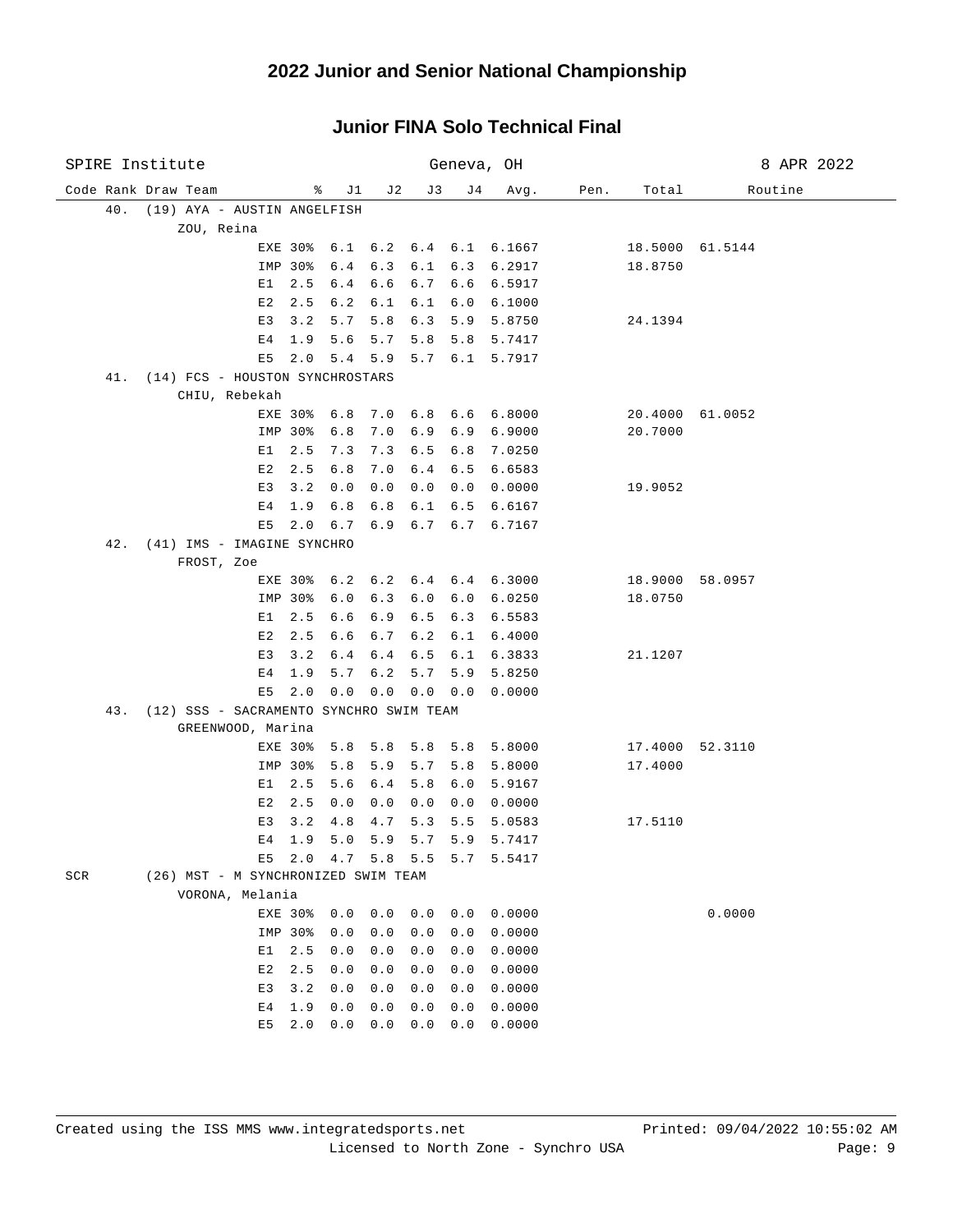# 2022 Junior and Senior National Championship

## Junior FINA Solo Technical Final

SPIRE Institute — Geneva, OH — 8 APR 2022

| Code | Rank | Draw | Team | % | J1 | J2 | J3 | J4 | Avg. | Pen. | Total | Routine |
|---|---|---|---|---|---|---|---|---|---|---|---|---|
| | 40. | (19) | AYA - AUSTIN ANGELFISH | | | | | | | | | |
| | | | ZOU, Reina | | | | | | | | | |
| | | | | EXE 30% | 6.1 | 6.2 | 6.4 | 6.1 | 6.1667 | | 18.5000 | 61.5144 |
| | | | | IMP 30% | 6.4 | 6.3 | 6.1 | 6.3 | 6.2917 | | 18.8750 | |
| | | | | E1 2.5 | 6.4 | 6.6 | 6.7 | 6.6 | 6.5917 | | | |
| | | | | E2 2.5 | 6.2 | 6.1 | 6.1 | 6.0 | 6.1000 | | | |
| | | | | E3 3.2 | 5.7 | 5.8 | 6.3 | 5.9 | 5.8750 | | 24.1394 | |
| | | | | E4 1.9 | 5.6 | 5.7 | 5.8 | 5.8 | 5.7417 | | | |
| | | | | E5 2.0 | 5.4 | 5.9 | 5.7 | 6.1 | 5.7917 | | | |
| | 41. | (14) | FCS - HOUSTON SYNCHROSTARS | | | | | | | | | |
| | | | CHIU, Rebekah | | | | | | | | | |
| | | | | EXE 30% | 6.8 | 7.0 | 6.8 | 6.6 | 6.8000 | | 20.4000 | 61.0052 |
| | | | | IMP 30% | 6.8 | 7.0 | 6.9 | 6.9 | 6.9000 | | 20.7000 | |
| | | | | E1 2.5 | 7.3 | 7.3 | 6.5 | 6.8 | 7.0250 | | | |
| | | | | E2 2.5 | 6.8 | 7.0 | 6.4 | 6.5 | 6.6583 | | | |
| | | | | E3 3.2 | 0.0 | 0.0 | 0.0 | 0.0 | 0.0000 | | 19.9052 | |
| | | | | E4 1.9 | 6.8 | 6.8 | 6.1 | 6.5 | 6.6167 | | | |
| | | | | E5 2.0 | 6.7 | 6.9 | 6.7 | 6.7 | 6.7167 | | | |
| | 42. | (41) | IMS - IMAGINE SYNCHRO | | | | | | | | | |
| | | | FROST, Zoe | | | | | | | | | |
| | | | | EXE 30% | 6.2 | 6.2 | 6.4 | 6.4 | 6.3000 | | 18.9000 | 58.0957 |
| | | | | IMP 30% | 6.0 | 6.3 | 6.0 | 6.0 | 6.0250 | | 18.0750 | |
| | | | | E1 2.5 | 6.6 | 6.9 | 6.5 | 6.3 | 6.5583 | | | |
| | | | | E2 2.5 | 6.6 | 6.7 | 6.2 | 6.1 | 6.4000 | | | |
| | | | | E3 3.2 | 6.4 | 6.4 | 6.5 | 6.1 | 6.3833 | | 21.1207 | |
| | | | | E4 1.9 | 5.7 | 6.2 | 5.7 | 5.9 | 5.8250 | | | |
| | | | | E5 2.0 | 0.0 | 0.0 | 0.0 | 0.0 | 0.0000 | | | |
| | 43. | (12) | SSS - SACRAMENTO SYNCHRO SWIM TEAM | | | | | | | | | |
| | | | GREENWOOD, Marina | | | | | | | | | |
| | | | | EXE 30% | 5.8 | 5.8 | 5.8 | 5.8 | 5.8000 | | 17.4000 | 52.3110 |
| | | | | IMP 30% | 5.8 | 5.9 | 5.7 | 5.8 | 5.8000 | | 17.4000 | |
| | | | | E1 2.5 | 5.6 | 6.4 | 5.8 | 6.0 | 5.9167 | | | |
| | | | | E2 2.5 | 0.0 | 0.0 | 0.0 | 0.0 | 0.0000 | | | |
| | | | | E3 3.2 | 4.8 | 4.7 | 5.3 | 5.5 | 5.0583 | | 17.5110 | |
| | | | | E4 1.9 | 5.0 | 5.9 | 5.7 | 5.9 | 5.7417 | | | |
| | | | | E5 2.0 | 4.7 | 5.8 | 5.5 | 5.7 | 5.5417 | | | |
| SCR | | (26) | MST - M SYNCHRONIZED SWIM TEAM | | | | | | | | | |
| | | | VORONA, Melania | | | | | | | | | |
| | | | | EXE 30% | 0.0 | 0.0 | 0.0 | 0.0 | 0.0000 | | | 0.0000 |
| | | | | IMP 30% | 0.0 | 0.0 | 0.0 | 0.0 | 0.0000 | | | |
| | | | | E1 2.5 | 0.0 | 0.0 | 0.0 | 0.0 | 0.0000 | | | |
| | | | | E2 2.5 | 0.0 | 0.0 | 0.0 | 0.0 | 0.0000 | | | |
| | | | | E3 3.2 | 0.0 | 0.0 | 0.0 | 0.0 | 0.0000 | | | |
| | | | | E4 1.9 | 0.0 | 0.0 | 0.0 | 0.0 | 0.0000 | | | |
| | | | | E5 2.0 | 0.0 | 0.0 | 0.0 | 0.0 | 0.0000 | | | |

Created using the ISS MMS www.integratedsports.net — Printed: 09/04/2022 10:55:02 AM

Licensed to North Zone - Synchro USA